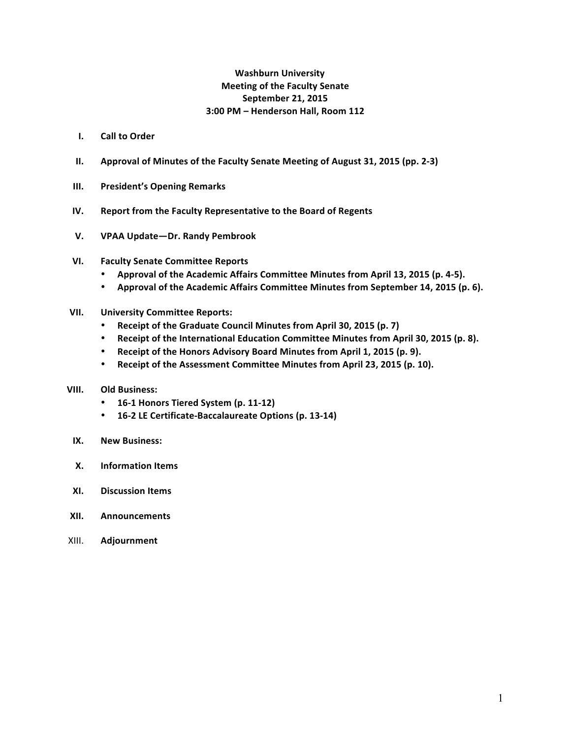**Washburn University**
**Meeting of the Faculty Senate**
**September 21, 2015**
**3:00 PM – Henderson Hall, Room 112**

I. **Call to Order**

II. **Approval of Minutes of the Faculty Senate Meeting of August 31, 2015 (pp. 2-3)**

III. **President's Opening Remarks**

IV. **Report from the Faculty Representative to the Board of Regents**

V. **VPAA Update—Dr. Randy Pembrook**

VI. **Faculty Senate Committee Reports**
   - **Approval of the Academic Affairs Committee Minutes from April 13, 2015 (p. 4-5).**
   - **Approval of the Academic Affairs Committee Minutes from September 14, 2015 (p. 6).**

VII. **University Committee Reports:**
   - **Receipt of the Graduate Council Minutes from April 30, 2015 (p. 7)**
   - **Receipt of the International Education Committee Minutes from April 30, 2015 (p. 8).**
   - **Receipt of the Honors Advisory Board Minutes from April 1, 2015 (p. 9).**
   - **Receipt of the Assessment Committee Minutes from April 23, 2015 (p. 10).**

VIII. **Old Business:**
   - **16-1 Honors Tiered System (p. 11-12)**
   - **16-2 LE Certificate-Baccalaureate Options (p. 13-14)**

IX. **New Business:**

X. **Information Items**

XI. **Discussion Items**

XII. **Announcements**

XIII. **Adjournment**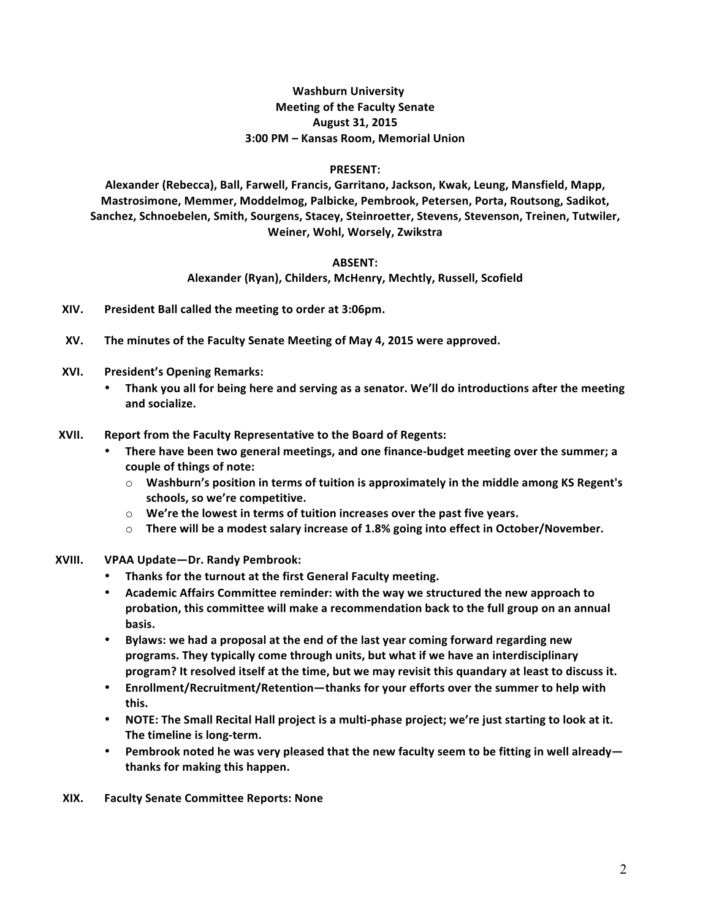**Washburn University**
**Meeting of the Faculty Senate**
**August 31, 2015**
**3:00 PM – Kansas Room, Memorial Union**

**PRESENT:**
**Alexander (Rebecca), Ball, Farwell, Francis, Garritano, Jackson, Kwak, Leung, Mansfield, Mapp, Mastrosimone, Memmer, Moddelmog, Palbicke, Pembrook, Petersen, Porta, Routsong, Sadikot, Sanchez, Schnoebelen, Smith, Sourgens, Stacey, Steinroetter, Stevens, Stevenson, Treinen, Tutwiler, Weiner, Wohl, Worsely, Zwikstra**

**ABSENT:**
**Alexander (Ryan), Childers, McHenry, Mechtly, Russell, Scofield**

XIV. **President Ball called the meeting to order at 3:06pm.**

XV. **The minutes of the Faculty Senate Meeting of May 4, 2015 were approved.**

XVI. **President's Opening Remarks:**
- **Thank you all for being here and serving as a senator. We'll do introductions after the meeting and socialize.**

XVII. **Report from the Faculty Representative to the Board of Regents:**
- **There have been two general meetings, and one finance-budget meeting over the summer; a couple of things of note:**
  - **Washburn's position in terms of tuition is approximately in the middle among KS Regent's schools, so we're competitive.**
  - **We're the lowest in terms of tuition increases over the past five years.**
  - **There will be a modest salary increase of 1.8% going into effect in October/November.**

XVIII. **VPAA Update—Dr. Randy Pembrook:**
- **Thanks for the turnout at the first General Faculty meeting.**
- **Academic Affairs Committee reminder: with the way we structured the new approach to probation, this committee will make a recommendation back to the full group on an annual basis.**
- **Bylaws: we had a proposal at the end of the last year coming forward regarding new programs. They typically come through units, but what if we have an interdisciplinary program? It resolved itself at the time, but we may revisit this quandary at least to discuss it.**
- **Enrollment/Recruitment/Retention—thanks for your efforts over the summer to help with this.**
- **NOTE: The Small Recital Hall project is a multi-phase project; we're just starting to look at it. The timeline is long-term.**
- **Pembrook noted he was very pleased that the new faculty seem to be fitting in well already—thanks for making this happen.**

XIX. **Faculty Senate Committee Reports: None**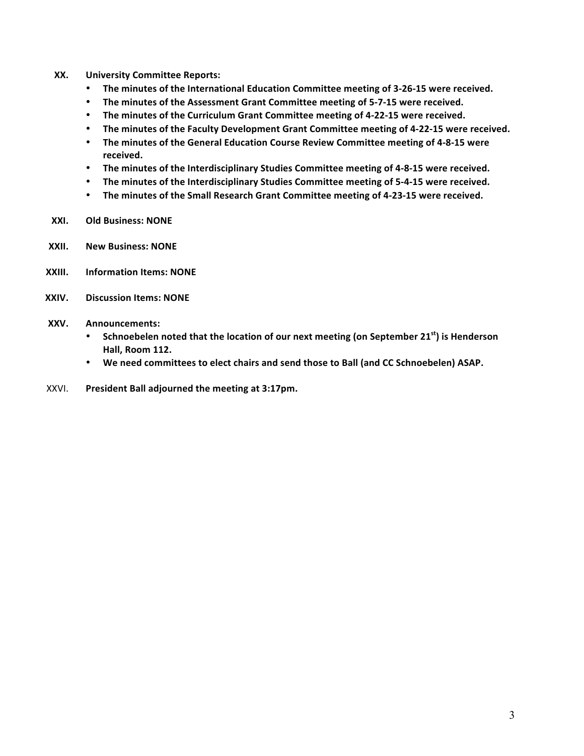**XX. University Committee Reports:**

- **The minutes of the International Education Committee meeting of 3-26-15 were received.**
- **The minutes of the Assessment Grant Committee meeting of 5-7-15 were received.**
- **The minutes of the Curriculum Grant Committee meeting of 4-22-15 were received.**
- **The minutes of the Faculty Development Grant Committee meeting of 4-22-15 were received.**
- **The minutes of the General Education Course Review Committee meeting of 4-8-15 were received.**
- **The minutes of the Interdisciplinary Studies Committee meeting of 4-8-15 were received.**
- **The minutes of the Interdisciplinary Studies Committee meeting of 5-4-15 were received.**
- **The minutes of the Small Research Grant Committee meeting of 4-23-15 were received.**

**XXI. Old Business: NONE**

**XXII. New Business: NONE**

**XXIII. Information Items: NONE**

**XXIV. Discussion Items: NONE**

**XXV. Announcements:**

- **Schnoebelen noted that the location of our next meeting (on September 21st) is Henderson Hall, Room 112.**
- **We need committees to elect chairs and send those to Ball (and CC Schnoebelen) ASAP.**

XXVI. **President Ball adjourned the meeting at 3:17pm.**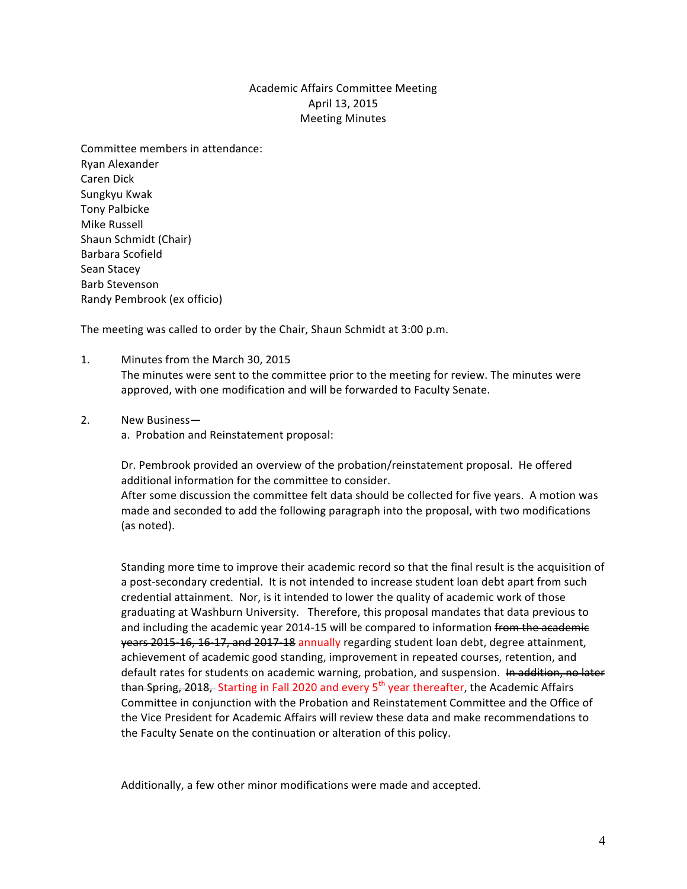Academic Affairs Committee Meeting
April 13, 2015
Meeting Minutes

Committee members in attendance:
Ryan Alexander
Caren Dick
Sungkyu Kwak
Tony Palbicke
Mike Russell
Shaun Schmidt (Chair)
Barbara Scofield
Sean Stacey
Barb Stevenson
Randy Pembrook (ex officio)

The meeting was called to order by the Chair, Shaun Schmidt at 3:00 p.m.

1. Minutes from the March 30, 2015
   The minutes were sent to the committee prior to the meeting for review. The minutes were approved, with one modification and will be forwarded to Faculty Senate.

2. New Business—
   a. Probation and Reinstatement proposal:

   Dr. Pembrook provided an overview of the probation/reinstatement proposal. He offered additional information for the committee to consider.
   After some discussion the committee felt data should be collected for five years. A motion was made and seconded to add the following paragraph into the proposal, with two modifications (as noted).

   Standing more time to improve their academic record so that the final result is the acquisition of a post-secondary credential. It is not intended to increase student loan debt apart from such credential attainment. Nor, is it intended to lower the quality of academic work of those graduating at Washburn University. Therefore, this proposal mandates that data previous to and including the academic year 2014-15 will be compared to information ~~from the academic years 2015-16, 16-17, and 2017-18~~ annually regarding student loan debt, degree attainment, achievement of academic good standing, improvement in repeated courses, retention, and default rates for students on academic warning, probation, and suspension. ~~In addition, no later than Spring, 2018,~~ Starting in Fall 2020 and every 5th year thereafter, the Academic Affairs Committee in conjunction with the Probation and Reinstatement Committee and the Office of the Vice President for Academic Affairs will review these data and make recommendations to the Faculty Senate on the continuation or alteration of this policy.

   Additionally, a few other minor modifications were made and accepted.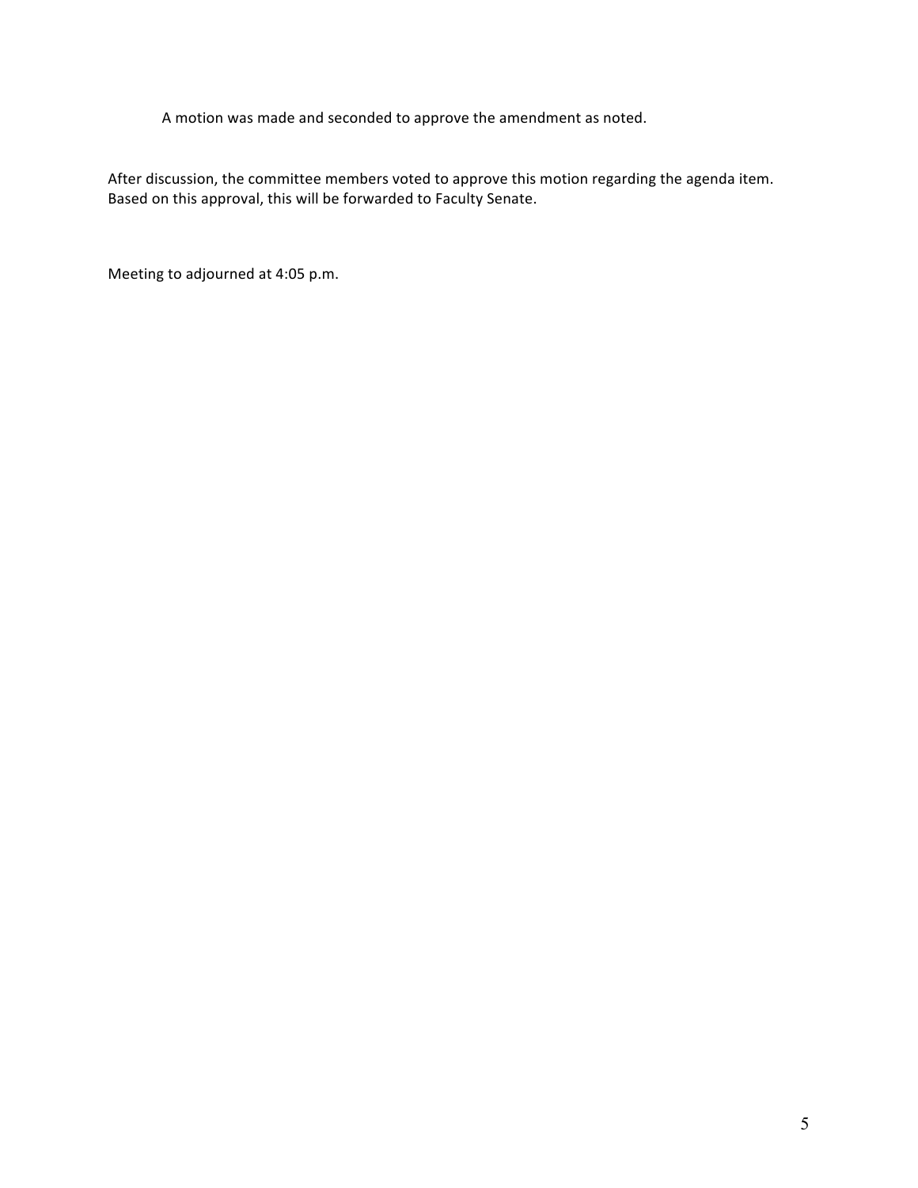A motion was made and seconded to approve the amendment as noted.

After discussion, the committee members voted to approve this motion regarding the agenda item. Based on this approval, this will be forwarded to Faculty Senate.

Meeting to adjourned at 4:05 p.m.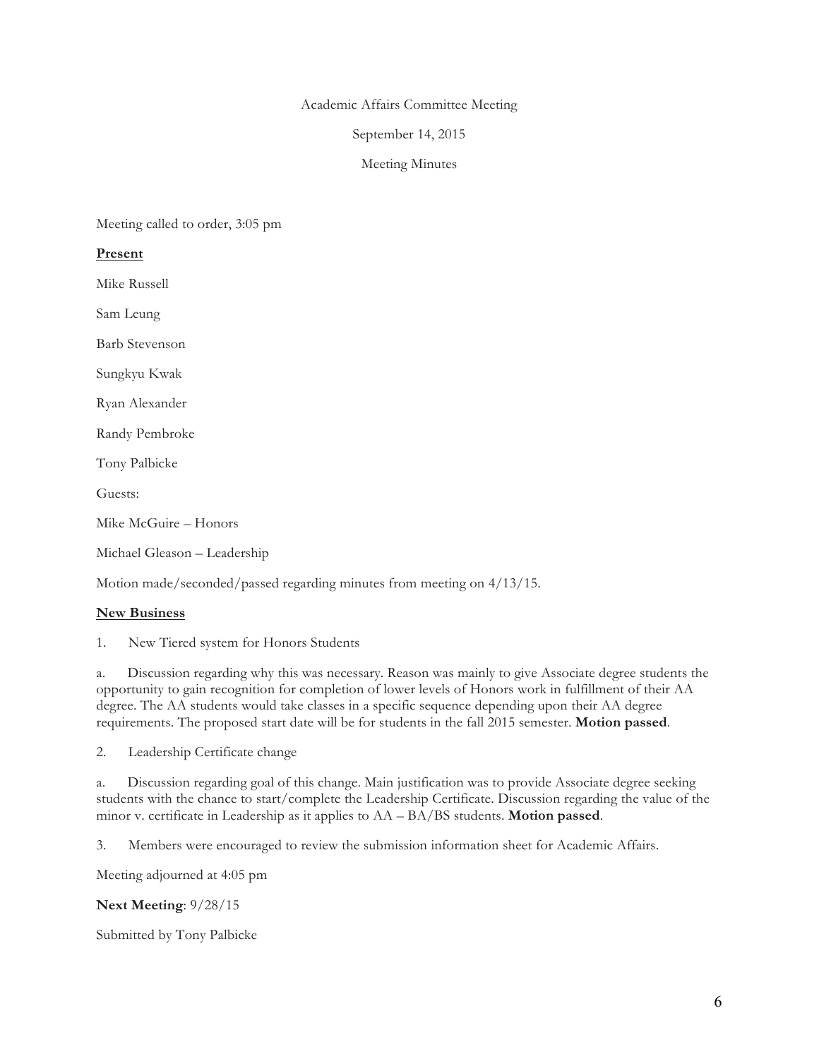Academic Affairs Committee Meeting

September 14, 2015

Meeting Minutes

Meeting called to order, 3:05 pm

**<u>Present</u>**

Mike Russell

Sam Leung

Barb Stevenson

Sungkyu Kwak

Ryan Alexander

Randy Pembroke

Tony Palbicke

Guests:

Mike McGuire – Honors

Michael Gleason – Leadership

Motion made/seconded/passed regarding minutes from meeting on 4/13/15.

**<u>New Business</u>**

1. New Tiered system for Honors Students

   a. Discussion regarding why this was necessary. Reason was mainly to give Associate degree students the opportunity to gain recognition for completion of lower levels of Honors work in fulfillment of their AA degree. The AA students would take classes in a specific sequence depending upon their AA degree requirements. The proposed start date will be for students in the fall 2015 semester. **Motion passed**.

2. Leadership Certificate change

   a. Discussion regarding goal of this change. Main justification was to provide Associate degree seeking students with the chance to start/complete the Leadership Certificate. Discussion regarding the value of the minor v. certificate in Leadership as it applies to AA – BA/BS students. **Motion passed**.

3. Members were encouraged to review the submission information sheet for Academic Affairs.

Meeting adjourned at 4:05 pm

**Next Meeting**: 9/28/15

Submitted by Tony Palbicke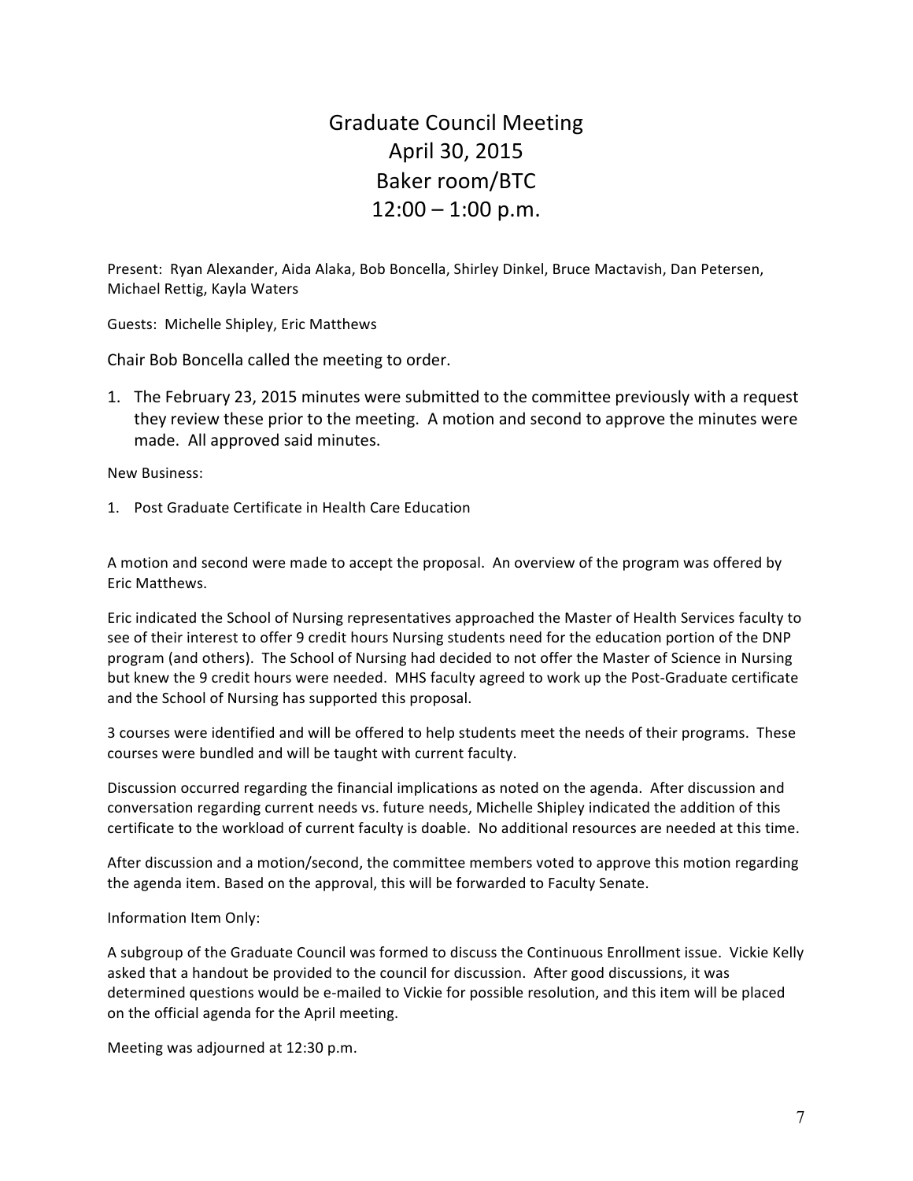# Graduate Council Meeting
## April 30, 2015
## Baker room/BTC
## 12:00 – 1:00 p.m.

Present: Ryan Alexander, Aida Alaka, Bob Boncella, Shirley Dinkel, Bruce Mactavish, Dan Petersen, Michael Rettig, Kayla Waters

Guests: Michelle Shipley, Eric Matthews

Chair Bob Boncella called the meeting to order.

1. The February 23, 2015 minutes were submitted to the committee previously with a request they review these prior to the meeting. A motion and second to approve the minutes were made. All approved said minutes.

New Business:

1. Post Graduate Certificate in Health Care Education

A motion and second were made to accept the proposal. An overview of the program was offered by Eric Matthews.

Eric indicated the School of Nursing representatives approached the Master of Health Services faculty to see of their interest to offer 9 credit hours Nursing students need for the education portion of the DNP program (and others). The School of Nursing had decided to not offer the Master of Science in Nursing but knew the 9 credit hours were needed. MHS faculty agreed to work up the Post-Graduate certificate and the School of Nursing has supported this proposal.

3 courses were identified and will be offered to help students meet the needs of their programs. These courses were bundled and will be taught with current faculty.

Discussion occurred regarding the financial implications as noted on the agenda. After discussion and conversation regarding current needs vs. future needs, Michelle Shipley indicated the addition of this certificate to the workload of current faculty is doable. No additional resources are needed at this time.

After discussion and a motion/second, the committee members voted to approve this motion regarding the agenda item. Based on the approval, this will be forwarded to Faculty Senate.

Information Item Only:

A subgroup of the Graduate Council was formed to discuss the Continuous Enrollment issue. Vickie Kelly asked that a handout be provided to the council for discussion. After good discussions, it was determined questions would be e-mailed to Vickie for possible resolution, and this item will be placed on the official agenda for the April meeting.

Meeting was adjourned at 12:30 p.m.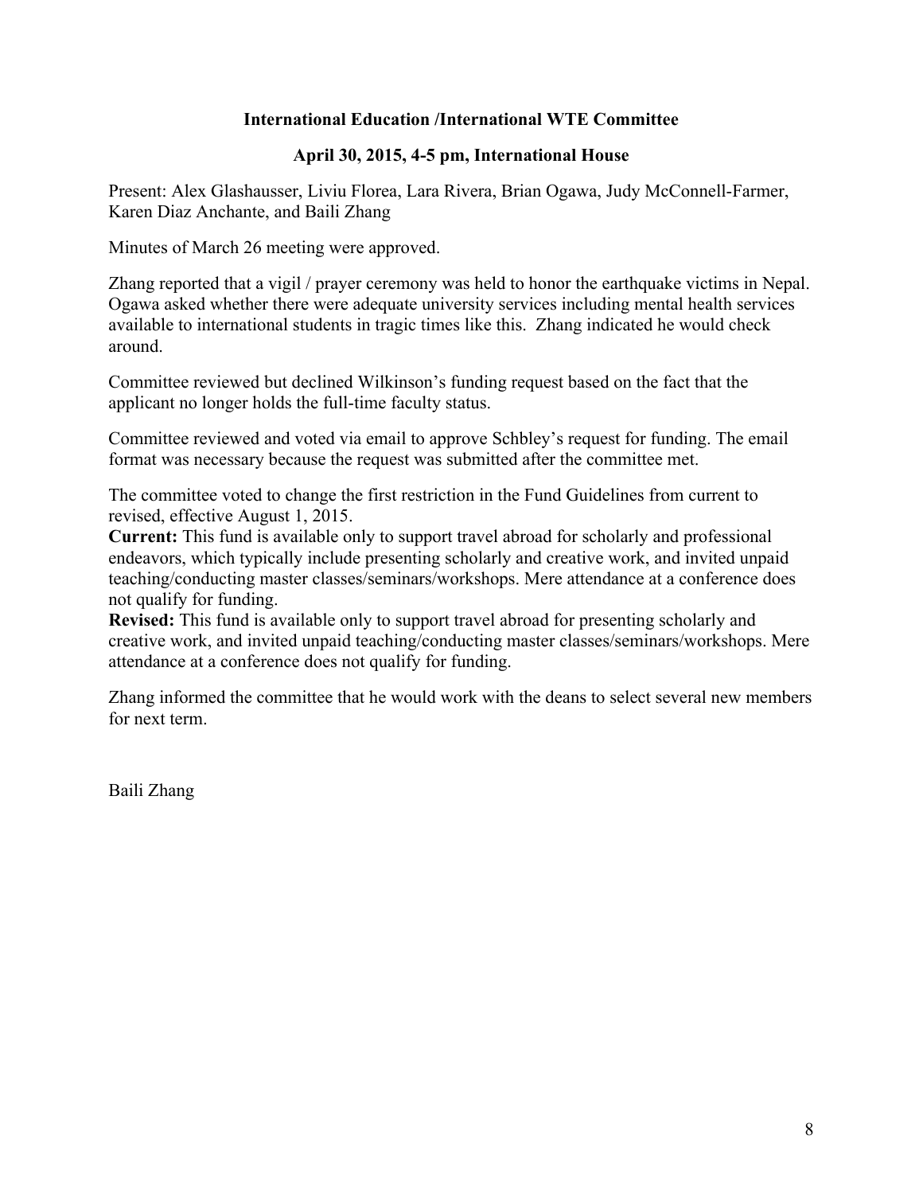**International Education /International WTE Committee**

**April 30, 2015, 4-5 pm, International House**

Present: Alex Glashausser, Liviu Florea, Lara Rivera, Brian Ogawa, Judy McConnell-Farmer, Karen Diaz Anchante, and Baili Zhang

Minutes of March 26 meeting were approved.

Zhang reported that a vigil / prayer ceremony was held to honor the earthquake victims in Nepal. Ogawa asked whether there were adequate university services including mental health services available to international students in tragic times like this. Zhang indicated he would check around.

Committee reviewed but declined Wilkinson's funding request based on the fact that the applicant no longer holds the full-time faculty status.

Committee reviewed and voted via email to approve Schbley's request for funding. The email format was necessary because the request was submitted after the committee met.

The committee voted to change the first restriction in the Fund Guidelines from current to revised, effective August 1, 2015.

**Current:** This fund is available only to support travel abroad for scholarly and professional endeavors, which typically include presenting scholarly and creative work, and invited unpaid teaching/conducting master classes/seminars/workshops. Mere attendance at a conference does not qualify for funding.

**Revised:** This fund is available only to support travel abroad for presenting scholarly and creative work, and invited unpaid teaching/conducting master classes/seminars/workshops. Mere attendance at a conference does not qualify for funding.

Zhang informed the committee that he would work with the deans to select several new members for next term.

Baili Zhang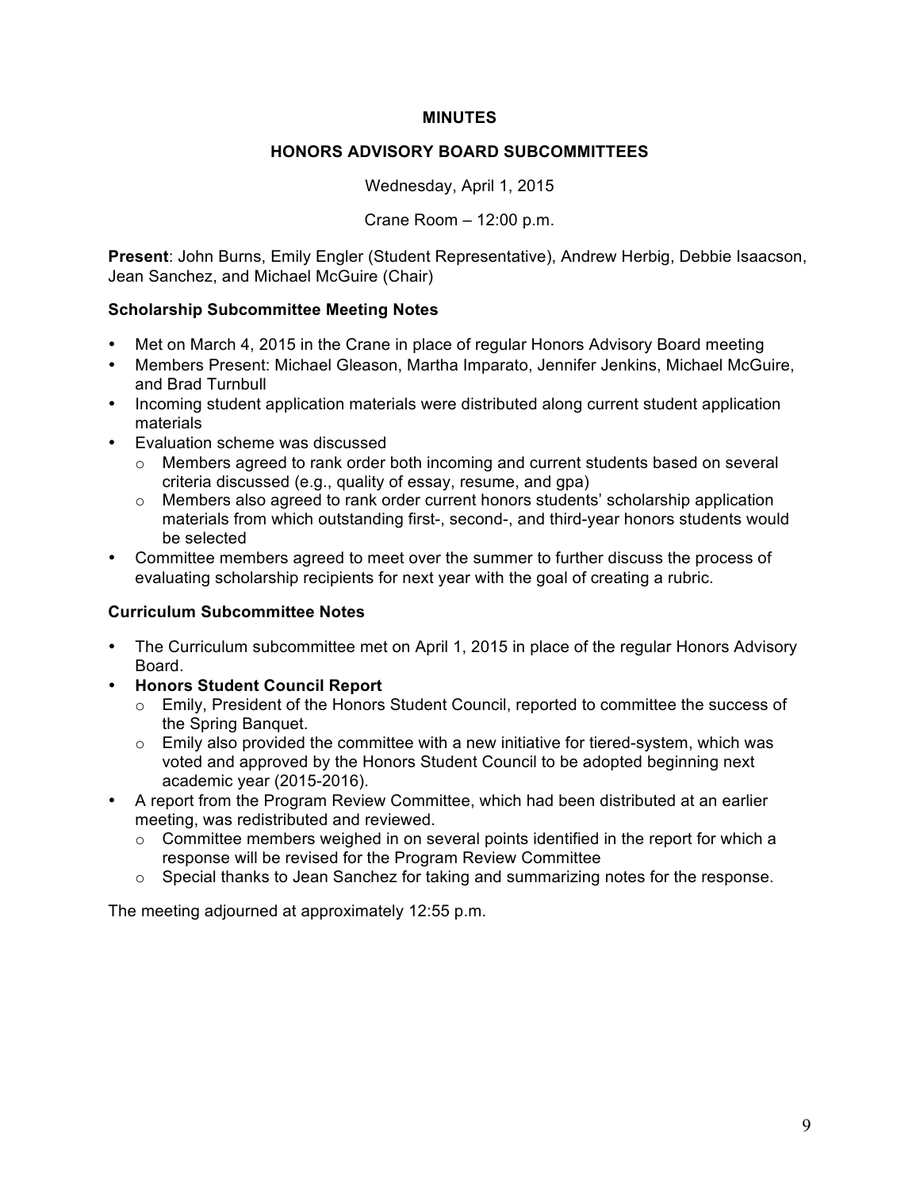**MINUTES**

**HONORS ADVISORY BOARD SUBCOMMITTEES**

Wednesday, April 1, 2015

Crane Room – 12:00 p.m.

**Present**: John Burns, Emily Engler (Student Representative), Andrew Herbig, Debbie Isaacson, Jean Sanchez, and Michael McGuire (Chair)

**Scholarship Subcommittee Meeting Notes**

- Met on March 4, 2015 in the Crane in place of regular Honors Advisory Board meeting
- Members Present: Michael Gleason, Martha Imparato, Jennifer Jenkins, Michael McGuire, and Brad Turnbull
- Incoming student application materials were distributed along current student application materials
- Evaluation scheme was discussed
  - Members agreed to rank order both incoming and current students based on several criteria discussed (e.g., quality of essay, resume, and gpa)
  - Members also agreed to rank order current honors students' scholarship application materials from which outstanding first-, second-, and third-year honors students would be selected
- Committee members agreed to meet over the summer to further discuss the process of evaluating scholarship recipients for next year with the goal of creating a rubric.

**Curriculum Subcommittee Notes**

- The Curriculum subcommittee met on April 1, 2015 in place of the regular Honors Advisory Board.
- **Honors Student Council Report**
  - Emily, President of the Honors Student Council, reported to committee the success of the Spring Banquet.
  - Emily also provided the committee with a new initiative for tiered-system, which was voted and approved by the Honors Student Council to be adopted beginning next academic year (2015-2016).
- A report from the Program Review Committee, which had been distributed at an earlier meeting, was redistributed and reviewed.
  - Committee members weighed in on several points identified in the report for which a response will be revised for the Program Review Committee
  - Special thanks to Jean Sanchez for taking and summarizing notes for the response.

The meeting adjourned at approximately 12:55 p.m.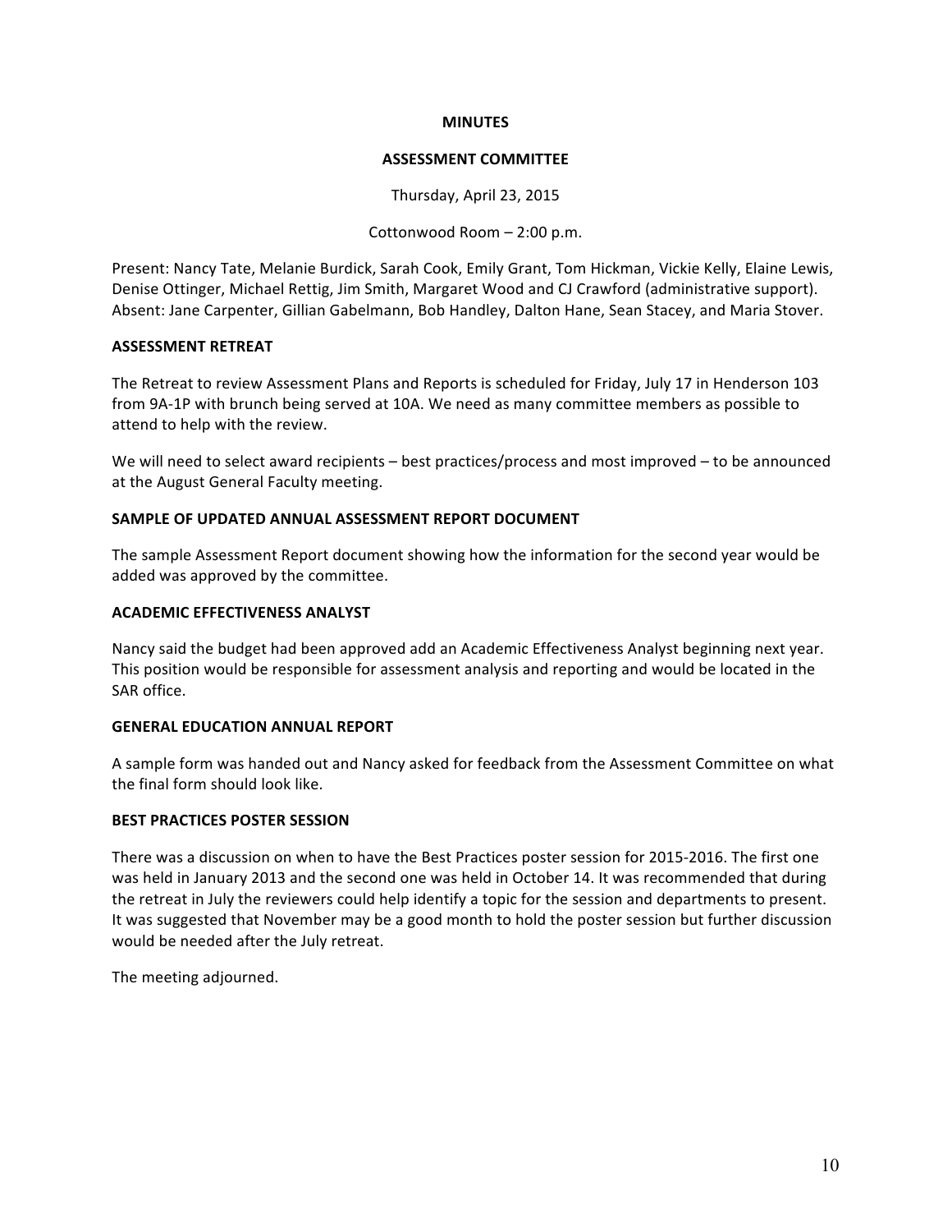**MINUTES**

**ASSESSMENT COMMITTEE**

Thursday, April 23, 2015

Cottonwood Room – 2:00 p.m.

Present: Nancy Tate, Melanie Burdick, Sarah Cook, Emily Grant, Tom Hickman, Vickie Kelly, Elaine Lewis, Denise Ottinger, Michael Rettig, Jim Smith, Margaret Wood and CJ Crawford (administrative support). Absent: Jane Carpenter, Gillian Gabelmann, Bob Handley, Dalton Hane, Sean Stacey, and Maria Stover.

**ASSESSMENT RETREAT**

The Retreat to review Assessment Plans and Reports is scheduled for Friday, July 17 in Henderson 103 from 9A-1P with brunch being served at 10A. We need as many committee members as possible to attend to help with the review.

We will need to select award recipients – best practices/process and most improved – to be announced at the August General Faculty meeting.

**SAMPLE OF UPDATED ANNUAL ASSESSMENT REPORT DOCUMENT**

The sample Assessment Report document showing how the information for the second year would be added was approved by the committee.

**ACADEMIC EFFECTIVENESS ANALYST**

Nancy said the budget had been approved add an Academic Effectiveness Analyst beginning next year. This position would be responsible for assessment analysis and reporting and would be located in the SAR office.

**GENERAL EDUCATION ANNUAL REPORT**

A sample form was handed out and Nancy asked for feedback from the Assessment Committee on what the final form should look like.

**BEST PRACTICES POSTER SESSION**

There was a discussion on when to have the Best Practices poster session for 2015-2016. The first one was held in January 2013 and the second one was held in October 14. It was recommended that during the retreat in July the reviewers could help identify a topic for the session and departments to present. It was suggested that November may be a good month to hold the poster session but further discussion would be needed after the July retreat.

The meeting adjourned.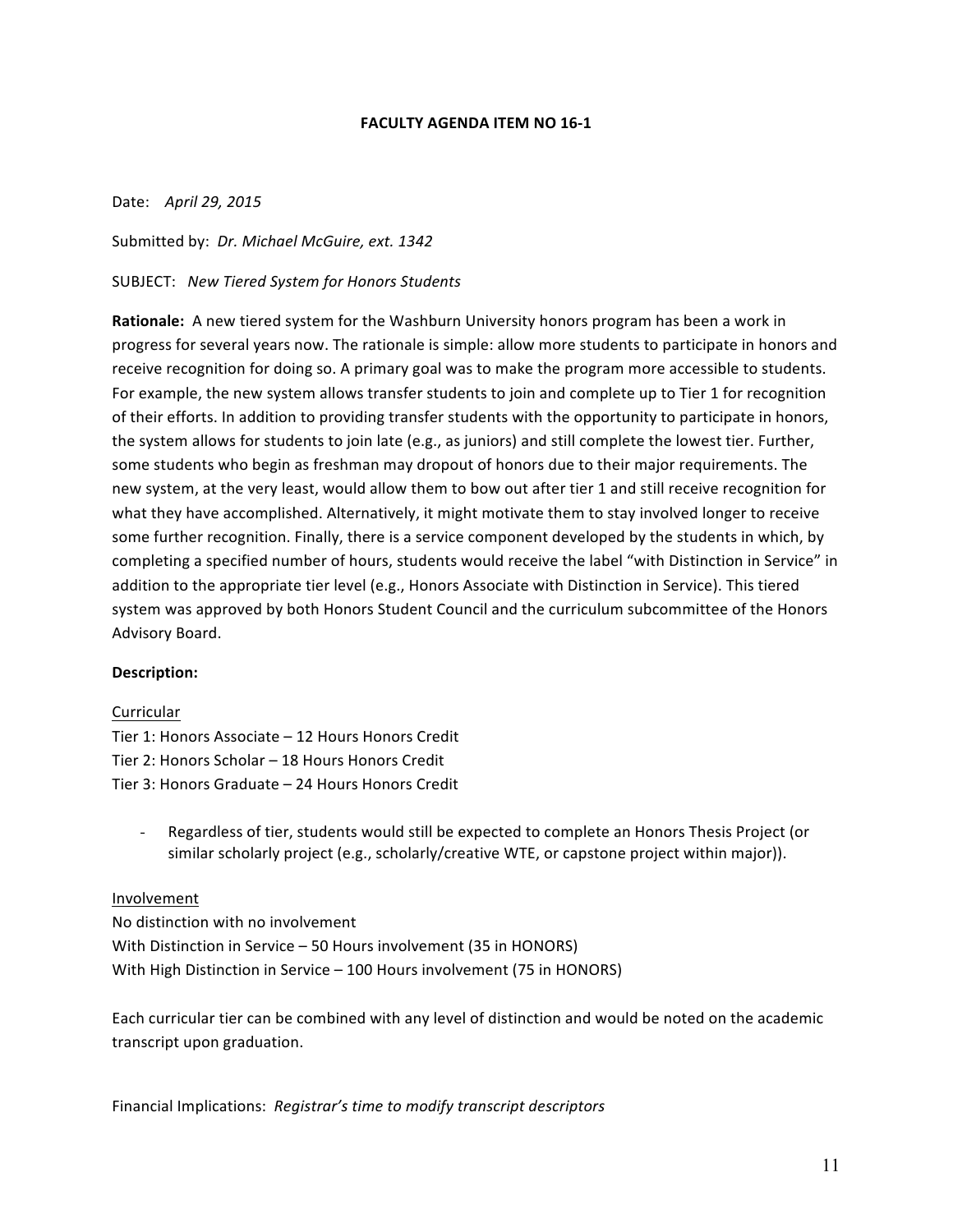# FACULTY AGENDA ITEM NO 16-1

Date: *April 29, 2015*

Submitted by: *Dr. Michael McGuire, ext. 1342*

SUBJECT: *New Tiered System for Honors Students*

**Rationale:** A new tiered system for the Washburn University honors program has been a work in progress for several years now. The rationale is simple: allow more students to participate in honors and receive recognition for doing so. A primary goal was to make the program more accessible to students. For example, the new system allows transfer students to join and complete up to Tier 1 for recognition of their efforts. In addition to providing transfer students with the opportunity to participate in honors, the system allows for students to join late (e.g., as juniors) and still complete the lowest tier. Further, some students who begin as freshman may dropout of honors due to their major requirements. The new system, at the very least, would allow them to bow out after tier 1 and still receive recognition for what they have accomplished. Alternatively, it might motivate them to stay involved longer to receive some further recognition. Finally, there is a service component developed by the students in which, by completing a specified number of hours, students would receive the label "with Distinction in Service" in addition to the appropriate tier level (e.g., Honors Associate with Distinction in Service). This tiered system was approved by both Honors Student Council and the curriculum subcommittee of the Honors Advisory Board.

**Description:**

<u>Curricular</u>

Tier 1: Honors Associate – 12 Hours Honors Credit
Tier 2: Honors Scholar – 18 Hours Honors Credit
Tier 3: Honors Graduate – 24 Hours Honors Credit

- Regardless of tier, students would still be expected to complete an Honors Thesis Project (or similar scholarly project (e.g., scholarly/creative WTE, or capstone project within major)).

<u>Involvement</u>

No distinction with no involvement
With Distinction in Service – 50 Hours involvement (35 in HONORS)
With High Distinction in Service – 100 Hours involvement (75 in HONORS)

Each curricular tier can be combined with any level of distinction and would be noted on the academic transcript upon graduation.

Financial Implications: *Registrar's time to modify transcript descriptors*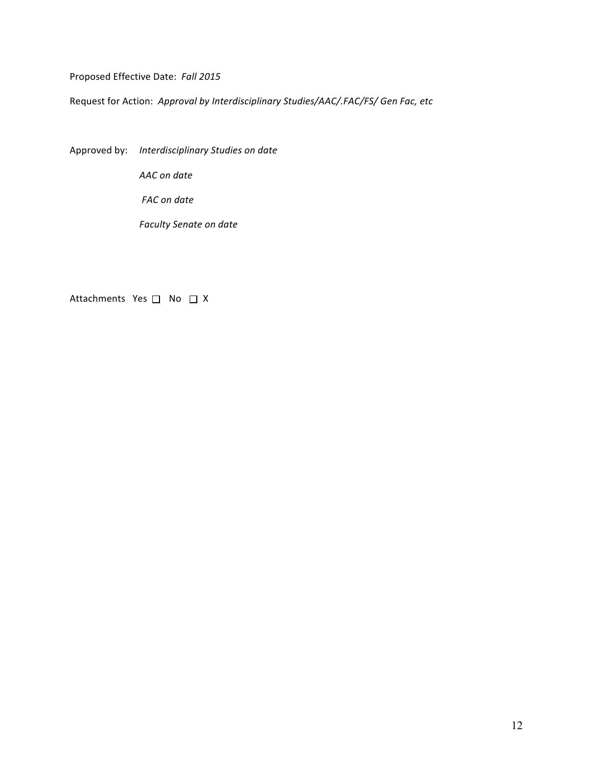Proposed Effective Date: *Fall 2015*

Request for Action: *Approval by Interdisciplinary Studies/AAC/.FAC/FS/ Gen Fac, etc*

Approved by: *Interdisciplinary Studies on date*

*AAC on date*

*FAC on date*

*Faculty Senate on date*

Attachments Yes ☐ No ☐ X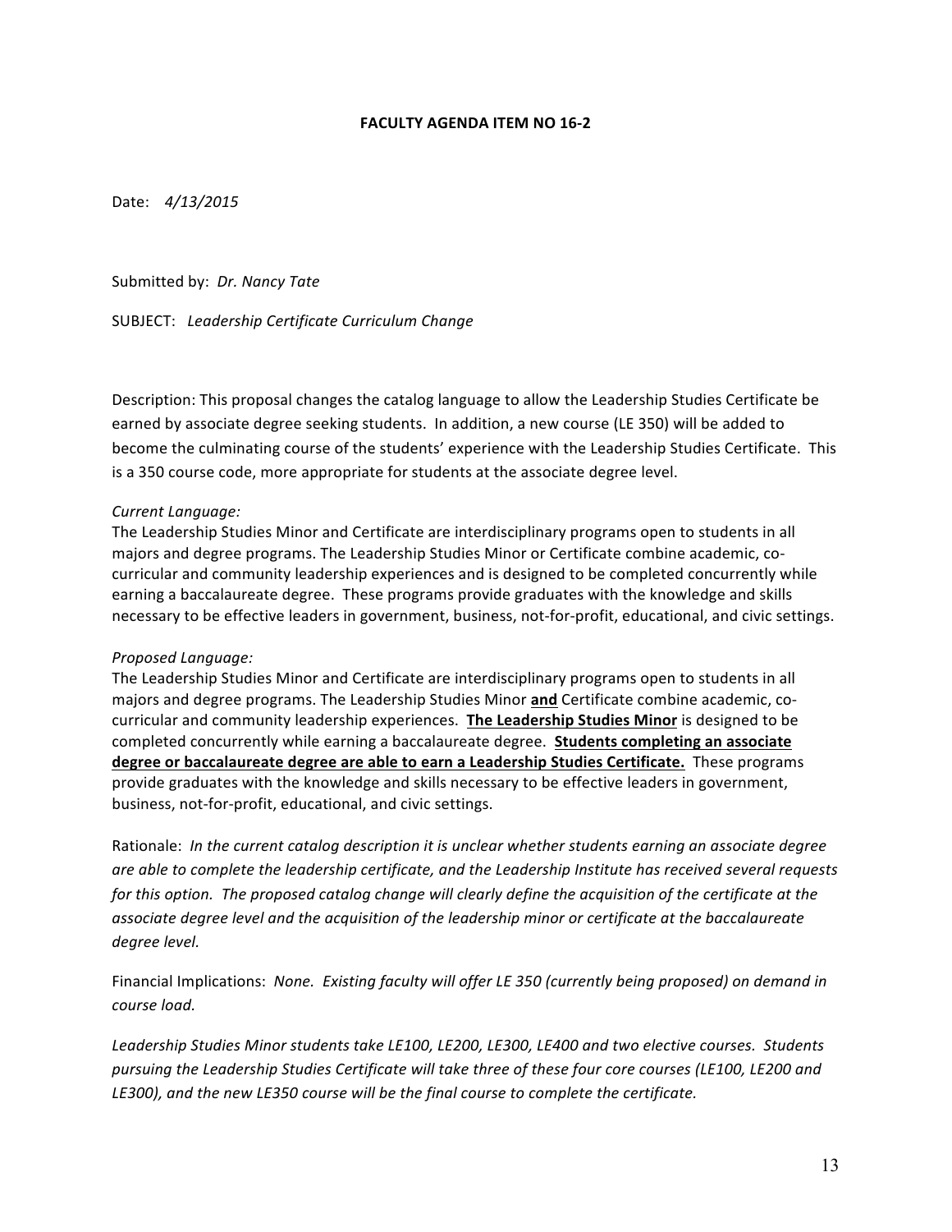**FACULTY AGENDA ITEM NO 16-2**

Date: *4/13/2015*

Submitted by: *Dr. Nancy Tate*

SUBJECT: *Leadership Certificate Curriculum Change*

Description: This proposal changes the catalog language to allow the Leadership Studies Certificate be earned by associate degree seeking students. In addition, a new course (LE 350) will be added to become the culminating course of the students' experience with the Leadership Studies Certificate. This is a 350 course code, more appropriate for students at the associate degree level.

*Current Language:*
The Leadership Studies Minor and Certificate are interdisciplinary programs open to students in all majors and degree programs. The Leadership Studies Minor or Certificate combine academic, co-curricular and community leadership experiences and is designed to be completed concurrently while earning a baccalaureate degree. These programs provide graduates with the knowledge and skills necessary to be effective leaders in government, business, not-for-profit, educational, and civic settings.

*Proposed Language:*
The Leadership Studies Minor and Certificate are interdisciplinary programs open to students in all majors and degree programs. The Leadership Studies Minor **<u>and</u>** Certificate combine academic, co-curricular and community leadership experiences. **<u>The Leadership Studies Minor</u>** is designed to be completed concurrently while earning a baccalaureate degree. **<u>Students completing an associate degree or baccalaureate degree are able to earn a Leadership Studies Certificate.</u>** These programs provide graduates with the knowledge and skills necessary to be effective leaders in government, business, not-for-profit, educational, and civic settings.

Rationale: *In the current catalog description it is unclear whether students earning an associate degree are able to complete the leadership certificate, and the Leadership Institute has received several requests for this option. The proposed catalog change will clearly define the acquisition of the certificate at the associate degree level and the acquisition of the leadership minor or certificate at the baccalaureate degree level.*

Financial Implications: *None. Existing faculty will offer LE 350 (currently being proposed) on demand in course load.*

*Leadership Studies Minor students take LE100, LE200, LE300, LE400 and two elective courses. Students pursuing the Leadership Studies Certificate will take three of these four core courses (LE100, LE200 and LE300), and the new LE350 course will be the final course to complete the certificate.*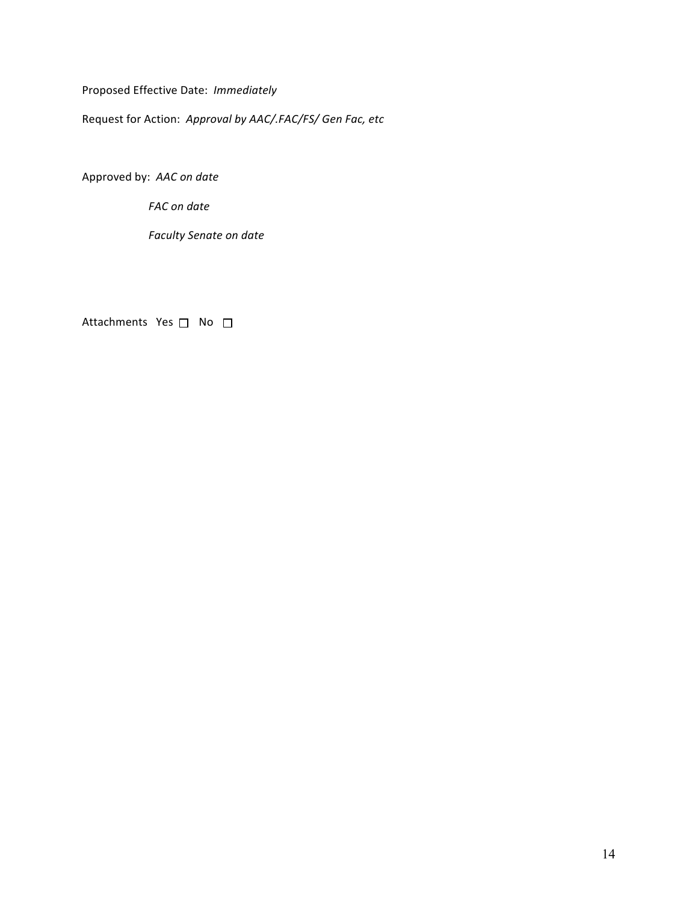Proposed Effective Date: *Immediately*

Request for Action: *Approval by AAC/.FAC/FS/ Gen Fac, etc*

Approved by: *AAC on date*

*FAC on date*

*Faculty Senate on date*

Attachments Yes ☐ No ☐